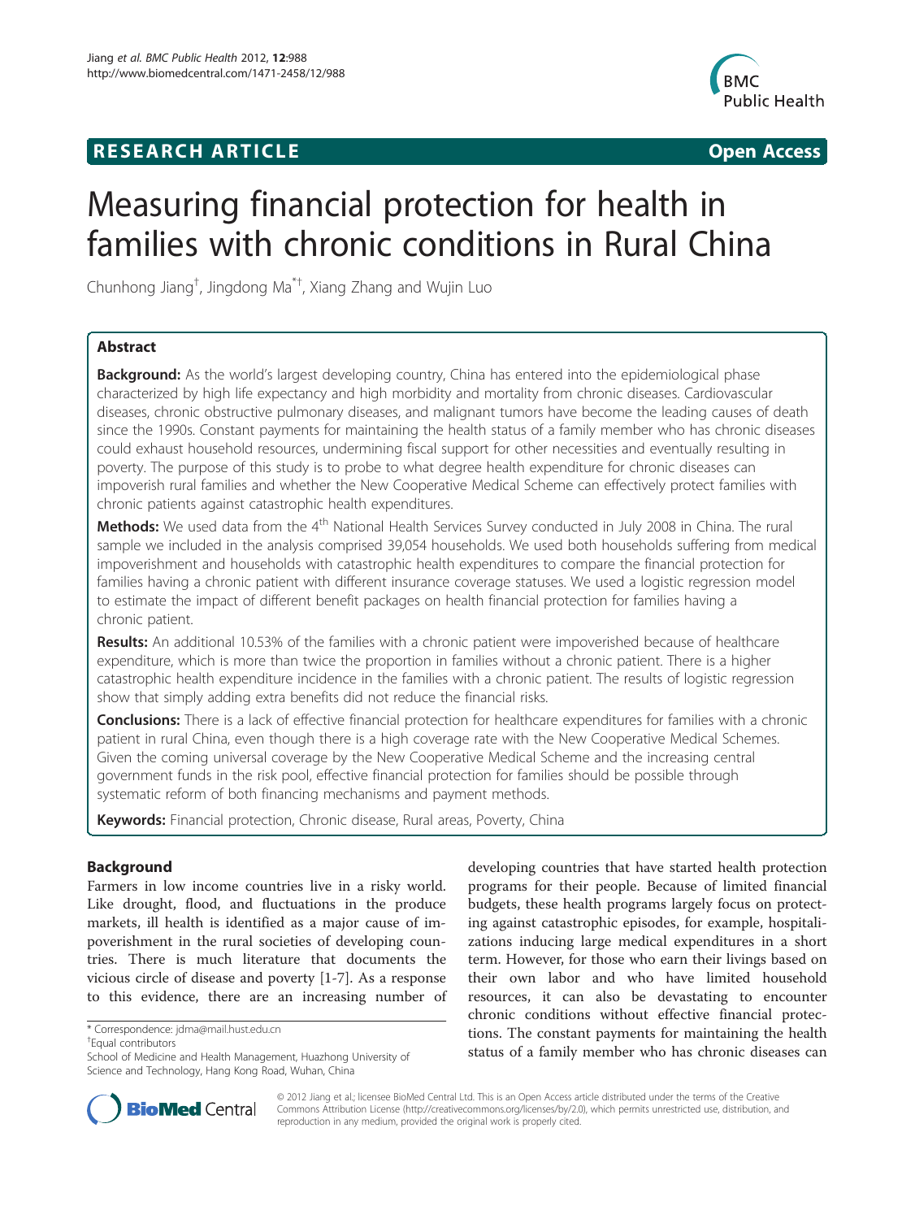# RESEARCH ARTICLE

Open Access

# Measuring financial protection for health in families with chronic conditions in Rural China

Chunhong Jiang[†], Jingdong Ma[*†], Xiang Zhang and Wujin Luo

## Abstract

**Background:** As the world's largest developing country, China has entered into the epidemiological phase characterized by high life expectancy and high morbidity and mortality from chronic diseases. Cardiovascular diseases, chronic obstructive pulmonary diseases, and malignant tumors have become the leading causes of death since the 1990s. Constant payments for maintaining the health status of a family member who has chronic diseases could exhaust household resources, undermining fiscal support for other necessities and eventually resulting in poverty. The purpose of this study is to probe to what degree health expenditure for chronic diseases can impoverish rural families and whether the New Cooperative Medical Scheme can effectively protect families with chronic patients against catastrophic health expenditures.

**Methods:** We used data from the 4[th] National Health Services Survey conducted in July 2008 in China. The rural sample we included in the analysis comprised 39,054 households. We used both households suffering from medical impoverishment and households with catastrophic health expenditures to compare the financial protection for families having a chronic patient with different insurance coverage statuses. We used a logistic regression model to estimate the impact of different benefit packages on health financial protection for families having a chronic patient.

**Results:** An additional 10.53% of the families with a chronic patient were impoverished because of healthcare expenditure, which is more than twice the proportion in families without a chronic patient. There is a higher catastrophic health expenditure incidence in the families with a chronic patient. The results of logistic regression show that simply adding extra benefits did not reduce the financial risks.

**Conclusions:** There is a lack of effective financial protection for healthcare expenditures for families with a chronic patient in rural China, even though there is a high coverage rate with the New Cooperative Medical Schemes. Given the coming universal coverage by the New Cooperative Medical Scheme and the increasing central government funds in the risk pool, effective financial protection for families should be possible through systematic reform of both financing mechanisms and payment methods.

**Keywords:** Financial protection, Chronic disease, Rural areas, Poverty, China

## Background

Farmers in low income countries live in a risky world. Like drought, flood, and fluctuations in the produce markets, ill health is identified as a major cause of impoverishment in the rural societies of developing countries. There is much literature that documents the vicious circle of disease and poverty [1-7]. As a response to this evidence, there are an increasing number of developing countries that have started health protection programs for their people. Because of limited financial budgets, these health programs largely focus on protecting against catastrophic episodes, for example, hospitalizations inducing large medical expenditures in a short term. However, for those who earn their livings based on their own labor and who have limited household resources, it can also be devastating to encounter chronic conditions without effective financial protections. The constant payments for maintaining the health status of a family member who has chronic diseases can

\* Correspondence: jdma@mail.hust.edu.cn
†Equal contributors
School of Medicine and Health Management, Huazhong University of Science and Technology, Hang Kong Road, Wuhan, China

© 2012 Jiang et al.; licensee BioMed Central Ltd. This is an Open Access article distributed under the terms of the Creative Commons Attribution License (http://creativecommons.org/licenses/by/2.0), which permits unrestricted use, distribution, and reproduction in any medium, provided the original work is properly cited.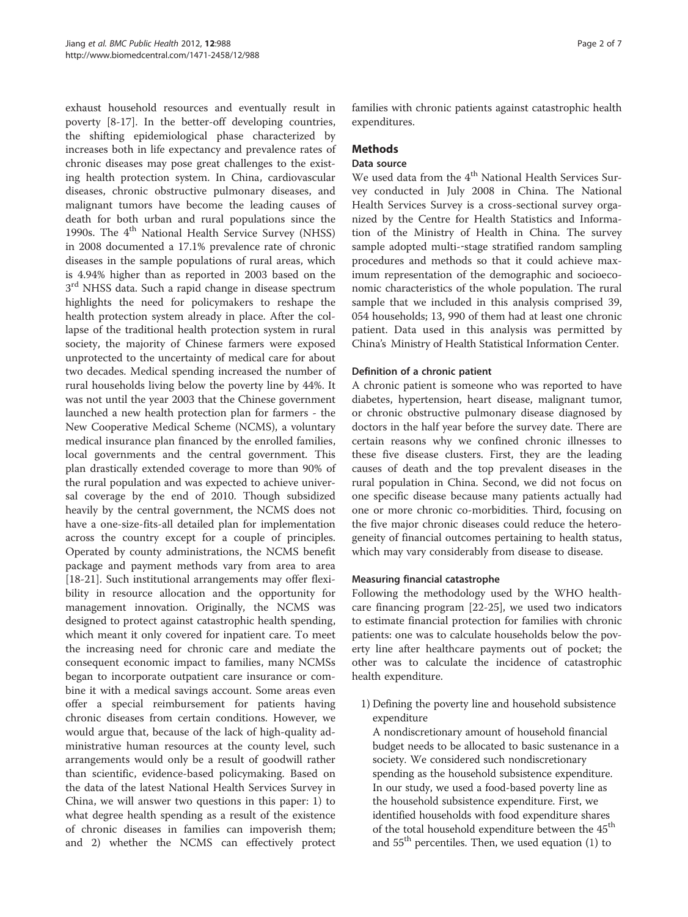exhaust household resources and eventually result in poverty [8-17]. In the better-off developing countries, the shifting epidemiological phase characterized by increases both in life expectancy and prevalence rates of chronic diseases may pose great challenges to the existing health protection system. In China, cardiovascular diseases, chronic obstructive pulmonary diseases, and malignant tumors have become the leading causes of death for both urban and rural populations since the 1990s. The 4th National Health Service Survey (NHSS) in 2008 documented a 17.1% prevalence rate of chronic diseases in the sample populations of rural areas, which is 4.94% higher than as reported in 2003 based on the 3rd NHSS data. Such a rapid change in disease spectrum highlights the need for policymakers to reshape the health protection system already in place. After the collapse of the traditional health protection system in rural society, the majority of Chinese farmers were exposed unprotected to the uncertainty of medical care for about two decades. Medical spending increased the number of rural households living below the poverty line by 44%. It was not until the year 2003 that the Chinese government launched a new health protection plan for farmers - the New Cooperative Medical Scheme (NCMS), a voluntary medical insurance plan financed by the enrolled families, local governments and the central government. This plan drastically extended coverage to more than 90% of the rural population and was expected to achieve universal coverage by the end of 2010. Though subsidized heavily by the central government, the NCMS does not have a one-size-fits-all detailed plan for implementation across the country except for a couple of principles. Operated by county administrations, the NCMS benefit package and payment methods vary from area to area [18-21]. Such institutional arrangements may offer flexibility in resource allocation and the opportunity for management innovation. Originally, the NCMS was designed to protect against catastrophic health spending, which meant it only covered for inpatient care. To meet the increasing need for chronic care and mediate the consequent economic impact to families, many NCMSs began to incorporate outpatient care insurance or combine it with a medical savings account. Some areas even offer a special reimbursement for patients having chronic diseases from certain conditions. However, we would argue that, because of the lack of high-quality administrative human resources at the county level, such arrangements would only be a result of goodwill rather than scientific, evidence-based policymaking. Based on the data of the latest National Health Services Survey in China, we will answer two questions in this paper: 1) to what degree health spending as a result of the existence of chronic diseases in families can impoverish them; and 2) whether the NCMS can effectively protect families with chronic patients against catastrophic health expenditures.

## Methods

### Data source

We used data from the 4th National Health Services Survey conducted in July 2008 in China. The National Health Services Survey is a cross-sectional survey organized by the Centre for Health Statistics and Information of the Ministry of Health in China. The survey sample adopted multi--stage stratified random sampling procedures and methods so that it could achieve maximum representation of the demographic and socioeconomic characteristics of the whole population. The rural sample that we included in this analysis comprised 39, 054 households; 13, 990 of them had at least one chronic patient. Data used in this analysis was permitted by China's Ministry of Health Statistical Information Center.

### Definition of a chronic patient

A chronic patient is someone who was reported to have diabetes, hypertension, heart disease, malignant tumor, or chronic obstructive pulmonary disease diagnosed by doctors in the half year before the survey date. There are certain reasons why we confined chronic illnesses to these five disease clusters. First, they are the leading causes of death and the top prevalent diseases in the rural population in China. Second, we did not focus on one specific disease because many patients actually had one or more chronic co-morbidities. Third, focusing on the five major chronic diseases could reduce the heterogeneity of financial outcomes pertaining to health status, which may vary considerably from disease to disease.

### Measuring financial catastrophe

Following the methodology used by the WHO healthcare financing program [22-25], we used two indicators to estimate financial protection for families with chronic patients: one was to calculate households below the poverty line after healthcare payments out of pocket; the other was to calculate the incidence of catastrophic health expenditure.

1) Defining the poverty line and household subsistence expenditure

   A nondiscretionary amount of household financial budget needs to be allocated to basic sustenance in a society. We considered such nondiscretionary spending as the household subsistence expenditure. In our study, we used a food-based poverty line as the household subsistence expenditure. First, we identified households with food expenditure shares of the total household expenditure between the 45th and 55th percentiles. Then, we used equation (1) to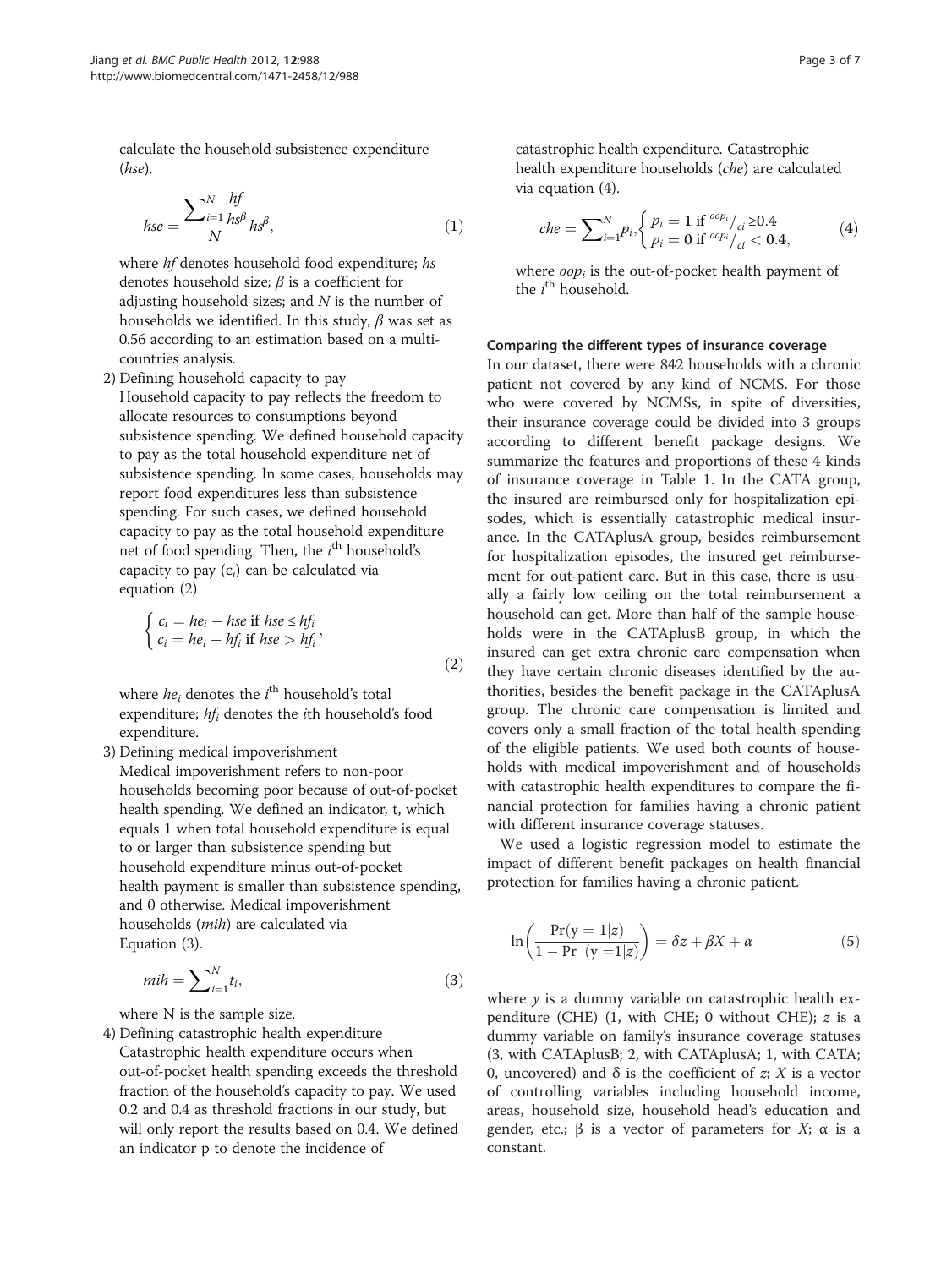calculate the household subsistence expenditure (*hse*).

$$hse = \frac{\sum_{i=1}^{N} \frac{hf}{hs^{\beta}}}{N} hs^{\beta}, \tag{1}$$

where *hf* denotes household food expenditure; *hs* denotes household size; $\beta$ is a coefficient for adjusting household sizes; and *N* is the number of households we identified. In this study, $\beta$ was set as 0.56 according to an estimation based on a multi-countries analysis.

2) Defining household capacity to pay
Household capacity to pay reflects the freedom to allocate resources to consumptions beyond subsistence spending. We defined household capacity to pay as the total household expenditure net of subsistence spending. In some cases, households may report food expenditures less than subsistence spending. For such cases, we defined household capacity to pay as the total household expenditure net of food spending. Then, the $i^{th}$ household's capacity to pay ($c_i$) can be calculated via equation (2)

$$\begin{cases} c_i = he_i - hse \text{ if } hse \leq hf_i \\ c_i = he_i - hf_i \text{ if } hse > hf_i \end{cases}, \tag{2}$$

where $he_i$ denotes the $i^{th}$ household's total expenditure; $hf_i$ denotes the *i*th household's food expenditure.

3) Defining medical impoverishment
Medical impoverishment refers to non-poor households becoming poor because of out-of-pocket health spending. We defined an indicator, t, which equals 1 when total household expenditure is equal to or larger than subsistence spending but household expenditure minus out-of-pocket health payment is smaller than subsistence spending, and 0 otherwise. Medical impoverishment households (*mih*) are calculated via Equation (3).

$$mih = \sum_{i=1}^{N} t_i, \tag{3}$$

where N is the sample size.

4) Defining catastrophic health expenditure
Catastrophic health expenditure occurs when out-of-pocket health spending exceeds the threshold fraction of the household's capacity to pay. We used 0.2 and 0.4 as threshold fractions in our study, but will only report the results based on 0.4. We defined an indicator p to denote the incidence of catastrophic health expenditure. Catastrophic health expenditure households (*che*) are calculated via equation (4).

$$che = \sum_{i=1}^{N} p_i, \begin{cases} p_i = 1 \text{ if } {}^{oop_i}/_{ci} \geq 0.4 \\ p_i = 0 \text{ if } {}^{oop_i}/_{ci} < 0.4, \end{cases} \tag{4}$$

where $oop_i$ is the out-of-pocket health payment of the $i^{th}$ household.

### Comparing the different types of insurance coverage

In our dataset, there were 842 households with a chronic patient not covered by any kind of NCMS. For those who were covered by NCMSs, in spite of diversities, their insurance coverage could be divided into 3 groups according to different benefit package designs. We summarize the features and proportions of these 4 kinds of insurance coverage in Table 1. In the CATA group, the insured are reimbursed only for hospitalization episodes, which is essentially catastrophic medical insurance. In the CATAplusA group, besides reimbursement for hospitalization episodes, the insured get reimbursement for out-patient care. But in this case, there is usually a fairly low ceiling on the total reimbursement a household can get. More than half of the sample households were in the CATAplusB group, in which the insured can get extra chronic care compensation when they have certain chronic diseases identified by the authorities, besides the benefit package in the CATAplusA group. The chronic care compensation is limited and covers only a small fraction of the total health spending of the eligible patients. We used both counts of households with medical impoverishment and of households with catastrophic health expenditures to compare the financial protection for families having a chronic patient with different insurance coverage statuses.

We used a logistic regression model to estimate the impact of different benefit packages on health financial protection for families having a chronic patient.

$$\ln\left(\frac{\Pr(y = 1|z)}{1 - \Pr\ (y = 1|z)}\right) = \delta z + \beta X + \alpha \tag{5}$$

where *y* is a dummy variable on catastrophic health expenditure (CHE) (1, with CHE; 0 without CHE); *z* is a dummy variable on family's insurance coverage statuses (3, with CATAplusB; 2, with CATAplusA; 1, with CATA; 0, uncovered) and δ is the coefficient of *z*; *X* is a vector of controlling variables including household income, areas, household size, household head's education and gender, etc.; β is a vector of parameters for *X*; α is a constant.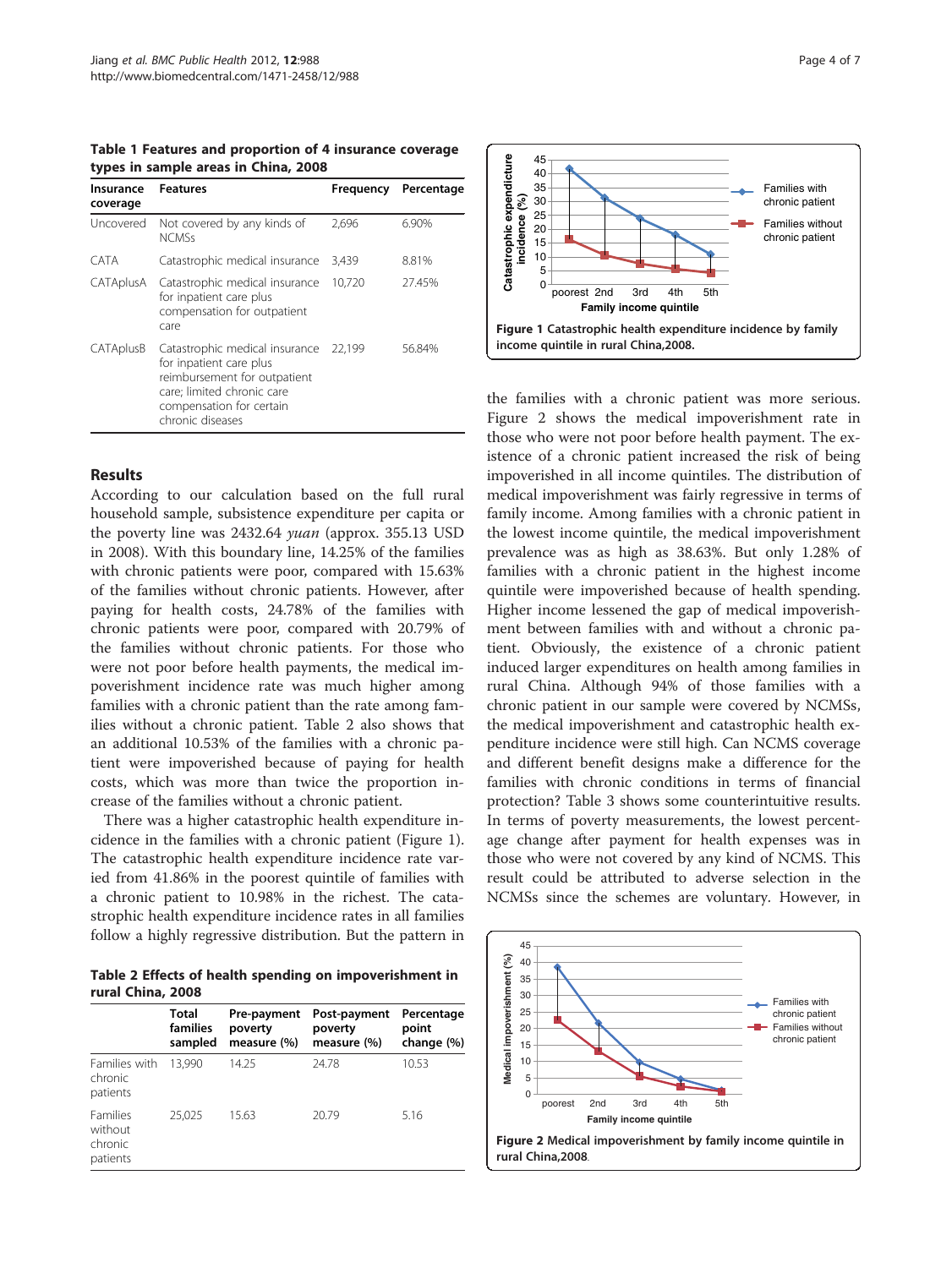**Table 1 Features and proportion of 4 insurance coverage types in sample areas in China, 2008**

| Insurance coverage | Features | Frequency | Percentage |
|---|---|---|---|
| Uncovered | Not covered by any kinds of NCMSs | 2,696 | 6.90% |
| CATA | Catastrophic medical insurance | 3,439 | 8.81% |
| CATAplusA | Catastrophic medical insurance for inpatient care plus compensation for outpatient care | 10,720 | 27.45% |
| CATAplusB | Catastrophic medical insurance for inpatient care plus reimbursement for outpatient care; limited chronic care compensation for certain chronic diseases | 22,199 | 56.84% |

## Results

According to our calculation based on the full rural household sample, subsistence expenditure per capita or the poverty line was 2432.64 *yuan* (approx. 355.13 USD in 2008). With this boundary line, 14.25% of the families with chronic patients were poor, compared with 15.63% of the families without chronic patients. However, after paying for health costs, 24.78% of the families with chronic patients were poor, compared with 20.79% of the families without chronic patients. For those who were not poor before health payments, the medical impoverishment incidence rate was much higher among families with a chronic patient than the rate among families without a chronic patient. Table 2 also shows that an additional 10.53% of the families with a chronic patient were impoverished because of paying for health costs, which was more than twice the proportion increase of the families without a chronic patient.

There was a higher catastrophic health expenditure incidence in the families with a chronic patient (Figure 1). The catastrophic health expenditure incidence rate varied from 41.86% in the poorest quintile of families with a chronic patient to 10.98% in the richest. The catastrophic health expenditure incidence rates in all families follow a highly regressive distribution. But the pattern in the families with a chronic patient was more serious. Figure 2 shows the medical impoverishment rate in those who were not poor before health payment. The existence of a chronic patient increased the risk of being impoverished in all income quintiles. The distribution of medical impoverishment was fairly regressive in terms of family income. Among families with a chronic patient in the lowest income quintile, the medical impoverishment prevalence was as high as 38.63%. But only 1.28% of families with a chronic patient in the highest income quintile were impoverished because of health spending. Higher income lessened the gap of medical impoverishment between families with and without a chronic patient. Obviously, the existence of a chronic patient induced larger expenditures on health among families in rural China. Although 94% of those families with a chronic patient in our sample were covered by NCMSs, the medical impoverishment and catastrophic health expenditure incidence were still high. Can NCMS coverage and different benefit designs make a difference for the families with chronic conditions in terms of financial protection? Table 3 shows some counterintuitive results. In terms of poverty measurements, the lowest percentage change after payment for health expenses was in those who were not covered by any kind of NCMS. This result could be attributed to adverse selection in the NCMSs since the schemes are voluntary. However, in

**Table 2 Effects of health spending on impoverishment in rural China, 2008**

| | Total families sampled | Pre-payment poverty measure (%) | Post-payment poverty measure (%) | Percentage point change (%) |
|---|---|---|---|---|
| Families with chronic patients | 13,990 | 14.25 | 24.78 | 10.53 |
| Families without chronic patients | 25,025 | 15.63 | 20.79 | 5.16 |

**Figure 1** Catastrophic health expenditure incidence by family income quintile in rural China,2008.

**Figure 2** Medical impoverishment by family income quintile in rural China,2008.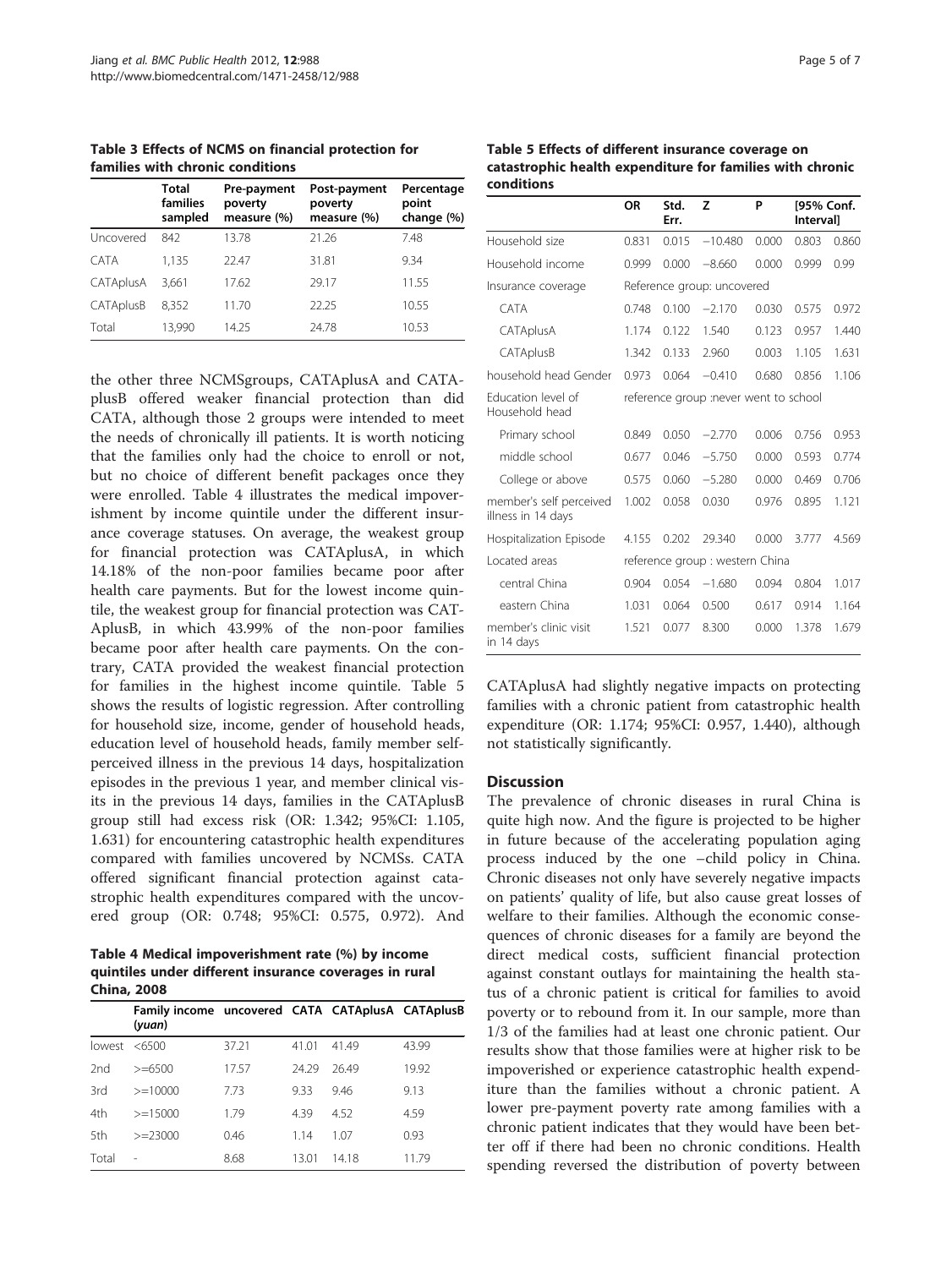**Table 3 Effects of NCMS on financial protection for families with chronic conditions**

| | Total families sampled | Pre-payment poverty measure (%) | Post-payment poverty measure (%) | Percentage point change (%) |
|---|---|---|---|---|
| Uncovered | 842 | 13.78 | 21.26 | 7.48 |
| CATA | 1,135 | 22.47 | 31.81 | 9.34 |
| CATAplusA | 3,661 | 17.62 | 29.17 | 11.55 |
| CATAplusB | 8,352 | 11.70 | 22.25 | 10.55 |
| Total | 13,990 | 14.25 | 24.78 | 10.53 |

the other three NCMSgroups, CATAplusA and CATAplusB offered weaker financial protection than did CATA, although those 2 groups were intended to meet the needs of chronically ill patients. It is worth noticing that the families only had the choice to enroll or not, but no choice of different benefit packages once they were enrolled. Table 4 illustrates the medical impoverishment by income quintile under the different insurance coverage statuses. On average, the weakest group for financial protection was CATAplusA, in which 14.18% of the non-poor families became poor after health care payments. But for the lowest income quintile, the weakest group for financial protection was CATAplusB, in which 43.99% of the non-poor families became poor after health care payments. On the contrary, CATA provided the weakest financial protection for families in the highest income quintile. Table 5 shows the results of logistic regression. After controlling for household size, income, gender of household heads, education level of household heads, family member self-perceived illness in the previous 14 days, hospitalization episodes in the previous 1 year, and member clinical visits in the previous 14 days, families in the CATAplusB group still had excess risk (OR: 1.342; 95%CI: 1.105, 1.631) for encountering catastrophic health expenditures compared with families uncovered by NCMSs. CATA offered significant financial protection against catastrophic health expenditures compared with the uncovered group (OR: 0.748; 95%CI: 0.575, 0.972). And

**Table 4 Medical impoverishment rate (%) by income quintiles under different insurance coverages in rural China, 2008**

| | Family income (*yuan*) | uncovered | CATA | CATAplusA | CATAplusB |
|---|---|---|---|---|---|
| lowest | <6500 | 37.21 | 41.01 | 41.49 | 43.99 |
| 2nd | >=6500 | 17.57 | 24.29 | 26.49 | 19.92 |
| 3rd | >=10000 | 7.73 | 9.33 | 9.46 | 9.13 |
| 4th | >=15000 | 1.79 | 4.39 | 4.52 | 4.59 |
| 5th | >=23000 | 0.46 | 1.14 | 1.07 | 0.93 |
| Total | - | 8.68 | 13.01 | 14.18 | 11.79 |

**Table 5 Effects of different insurance coverage on catastrophic health expenditure for families with chronic conditions**

| | OR | Std. Err. | Z | P | [95% Conf. Interval] | |
|---|---|---|---|---|---|---|
| Household size | 0.831 | 0.015 | −10.480 | 0.000 | 0.803 | 0.860 |
| Household income | 0.999 | 0.000 | −8.660 | 0.000 | 0.999 | 0.99 |
| Insurance coverage | Reference group: uncovered | | | | | |
| CATA | 0.748 | 0.100 | −2.170 | 0.030 | 0.575 | 0.972 |
| CATAplusA | 1.174 | 0.122 | 1.540 | 0.123 | 0.957 | 1.440 |
| CATAplusB | 1.342 | 0.133 | 2.960 | 0.003 | 1.105 | 1.631 |
| household head Gender | 0.973 | 0.064 | −0.410 | 0.680 | 0.856 | 1.106 |
| Education level of Household head | reference group :never went to school | | | | | |
| Primary school | 0.849 | 0.050 | −2.770 | 0.006 | 0.756 | 0.953 |
| middle school | 0.677 | 0.046 | −5.750 | 0.000 | 0.593 | 0.774 |
| College or above | 0.575 | 0.060 | −5.280 | 0.000 | 0.469 | 0.706 |
| member's self perceived illness in 14 days | 1.002 | 0.058 | 0.030 | 0.976 | 0.895 | 1.121 |
| Hospitalization Episode | 4.155 | 0.202 | 29.340 | 0.000 | 3.777 | 4.569 |
| Located areas | reference group : western China | | | | | |
| central China | 0.904 | 0.054 | −1.680 | 0.094 | 0.804 | 1.017 |
| eastern China | 1.031 | 0.064 | 0.500 | 0.617 | 0.914 | 1.164 |
| member's clinic visit in 14 days | 1.521 | 0.077 | 8.300 | 0.000 | 1.378 | 1.679 |

CATAplusA had slightly negative impacts on protecting families with a chronic patient from catastrophic health expenditure (OR: 1.174; 95%CI: 0.957, 1.440), although not statistically significantly.

## Discussion

The prevalence of chronic diseases in rural China is quite high now. And the figure is projected to be higher in future because of the accelerating population aging process induced by the one –child policy in China. Chronic diseases not only have severely negative impacts on patients' quality of life, but also cause great losses of welfare to their families. Although the economic consequences of chronic diseases for a family are beyond the direct medical costs, sufficient financial protection against constant outlays for maintaining the health status of a chronic patient is critical for families to avoid poverty or to rebound from it. In our sample, more than 1/3 of the families had at least one chronic patient. Our results show that those families were at higher risk to be impoverished or experience catastrophic health expenditure than the families without a chronic patient. A lower pre-payment poverty rate among families with a chronic patient indicates that they would have been better off if there had been no chronic conditions. Health spending reversed the distribution of poverty between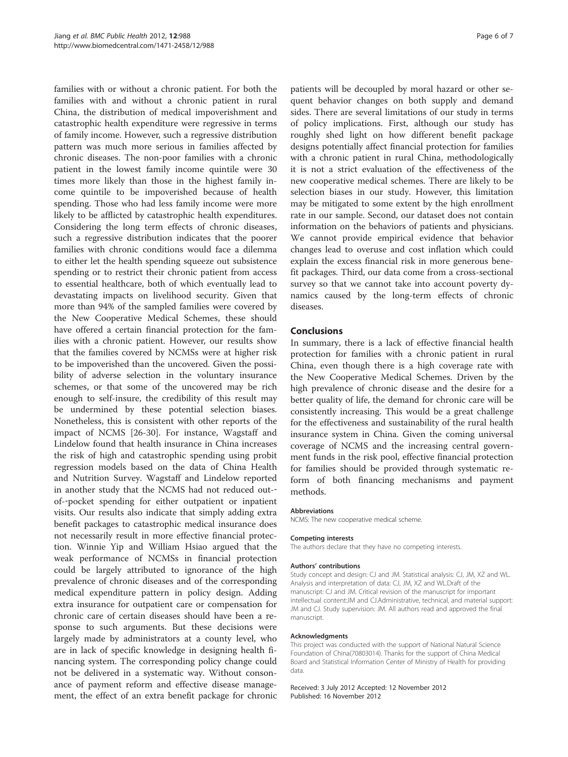families with or without a chronic patient. For both the families with and without a chronic patient in rural China, the distribution of medical impoverishment and catastrophic health expenditure were regressive in terms of family income. However, such a regressive distribution pattern was much more serious in families affected by chronic diseases. The non-poor families with a chronic patient in the lowest family income quintile were 30 times more likely than those in the highest family income quintile to be impoverished because of health spending. Those who had less family income were more likely to be afflicted by catastrophic health expenditures. Considering the long term effects of chronic diseases, such a regressive distribution indicates that the poorer families with chronic conditions would face a dilemma to either let the health spending squeeze out subsistence spending or to restrict their chronic patient from access to essential healthcare, both of which eventually lead to devastating impacts on livelihood security. Given that more than 94% of the sampled families were covered by the New Cooperative Medical Schemes, these should have offered a certain financial protection for the families with a chronic patient. However, our results show that the families covered by NCMSs were at higher risk to be impoverished than the uncovered. Given the possibility of adverse selection in the voluntary insurance schemes, or that some of the uncovered may be rich enough to self-insure, the credibility of this result may be undermined by these potential selection biases. Nonetheless, this is consistent with other reports of the impact of NCMS [26-30]. For instance, Wagstaff and Lindelow found that health insurance in China increases the risk of high and catastrophic spending using probit regression models based on the data of China Health and Nutrition Survey. Wagstaff and Lindelow reported in another study that the NCMS had not reduced out-of--pocket spending for either outpatient or inpatient visits. Our results also indicate that simply adding extra benefit packages to catastrophic medical insurance does not necessarily result in more effective financial protection. Winnie Yip and William Hsiao argued that the weak performance of NCMSs in financial protection could be largely attributed to ignorance of the high prevalence of chronic diseases and of the corresponding medical expenditure pattern in policy design. Adding extra insurance for outpatient care or compensation for chronic care of certain diseases should have been a response to such arguments. But these decisions were largely made by administrators at a county level, who are in lack of specific knowledge in designing health financing system. The corresponding policy change could not be delivered in a systematic way. Without consonance of payment reform and effective disease management, the effect of an extra benefit package for chronic patients will be decoupled by moral hazard or other sequent behavior changes on both supply and demand sides. There are several limitations of our study in terms of policy implications. First, although our study has roughly shed light on how different benefit package designs potentially affect financial protection for families with a chronic patient in rural China, methodologically it is not a strict evaluation of the effectiveness of the new cooperative medical schemes. There are likely to be selection biases in our study. However, this limitation may be mitigated to some extent by the high enrollment rate in our sample. Second, our dataset does not contain information on the behaviors of patients and physicians. We cannot provide empirical evidence that behavior changes lead to overuse and cost inflation which could explain the excess financial risk in more generous benefit packages. Third, our data come from a cross-sectional survey so that we cannot take into account poverty dynamics caused by the long-term effects of chronic diseases.

## Conclusions

In summary, there is a lack of effective financial health protection for families with a chronic patient in rural China, even though there is a high coverage rate with the New Cooperative Medical Schemes. Driven by the high prevalence of chronic disease and the desire for a better quality of life, the demand for chronic care will be consistently increasing. This would be a great challenge for the effectiveness and sustainability of the rural health insurance system in China. Given the coming universal coverage of NCMS and the increasing central government funds in the risk pool, effective financial protection for families should be provided through systematic reform of both financing mechanisms and payment methods.

#### Abbreviations

NCMS: The new cooperative medical scheme.

#### Competing interests

The authors declare that they have no competing interests.

#### Authors' contributions

Study concept and design: CJ and JM. Statistical analysis: CJ, JM, XZ and WL. Analysis and interpretation of data: CJ, JM, XZ and WL.Draft of the manuscript: CJ and JM. Critical revision of the manuscript for important intellectual content:JM and CJ.Administrative, technical, and material support: JM and CJ. Study supervision: JM. All authors read and approved the final manuscript.

#### Acknowledgments

This project was conducted with the support of National Natural Science Foundation of China(70803014). Thanks for the support of China Medical Board and Statistical Information Center of Ministry of Health for providing data.

Received: 3 July 2012 Accepted: 12 November 2012
Published: 16 November 2012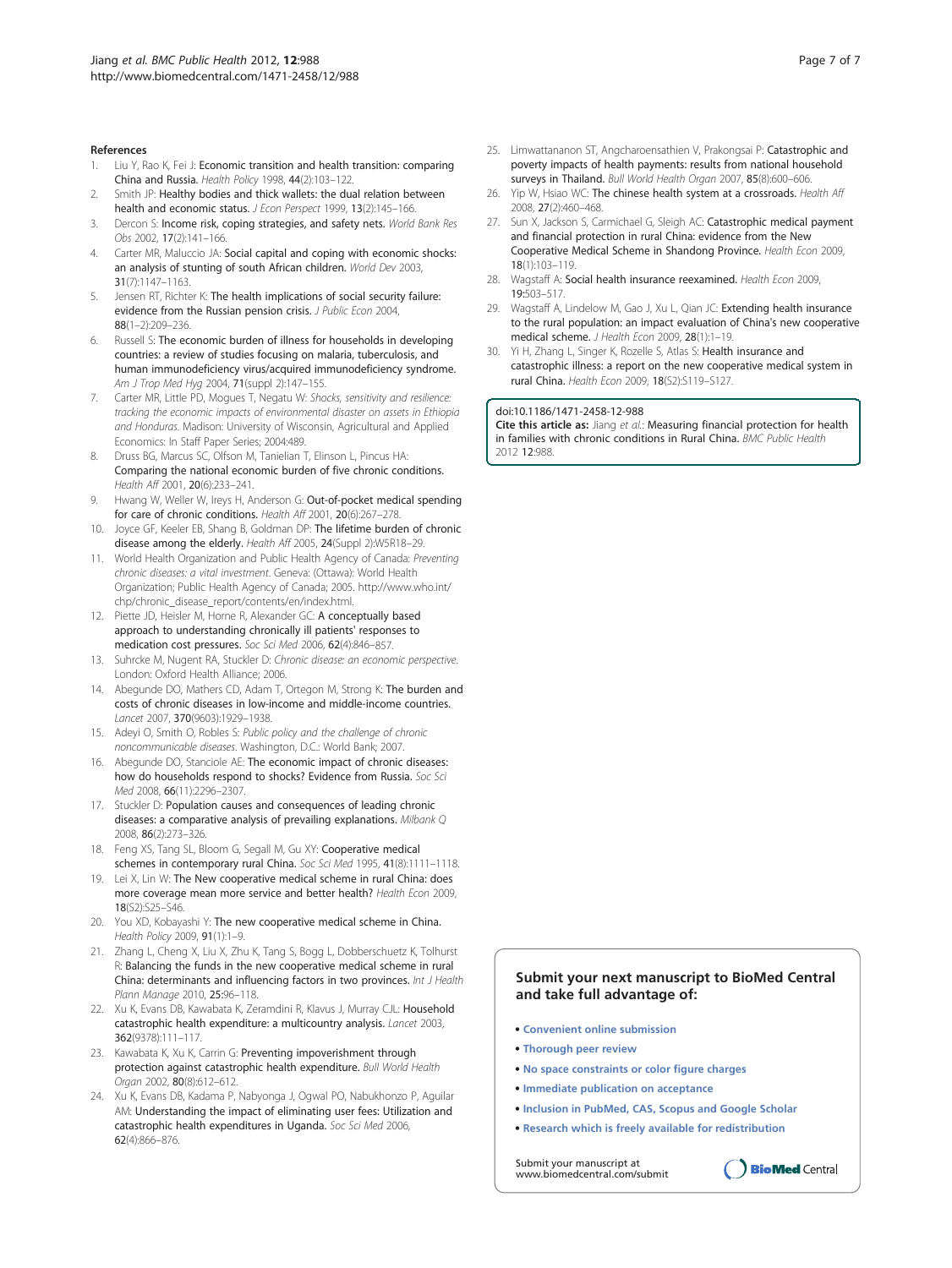## References

1. Liu Y, Rao K, Fei J: **Economic transition and health transition: comparing China and Russia.** *Health Policy* 1998, **44**(2):103–122.
2. Smith JP: **Healthy bodies and thick wallets: the dual relation between health and economic status.** *J Econ Perspect* 1999, **13**(2):145–166.
3. Dercon S: **Income risk, coping strategies, and safety nets.** *World Bank Res Obs* 2002, **17**(2):141–166.
4. Carter MR, Maluccio JA: **Social capital and coping with economic shocks: an analysis of stunting of south African children.** *World Dev* 2003, **31**(7):1147–1163.
5. Jensen RT, Richter K: **The health implications of social security failure: evidence from the Russian pension crisis.** *J Public Econ* 2004, **88**(1–2):209–236.
6. Russell S: **The economic burden of illness for households in developing countries: a review of studies focusing on malaria, tuberculosis, and human immunodeficiency virus/acquired immunodeficiency syndrome.** *Am J Trop Med Hyg* 2004, **71**(suppl 2):147–155.
7. Carter MR, Little PD, Mogues T, Negatu W: *Shocks, sensitivity and resilience: tracking the economic impacts of environmental disaster on assets in Ethiopia and Honduras.* Madison: University of Wisconsin, Agricultural and Applied Economics: In Staff Paper Series; 2004:489.
8. Druss BG, Marcus SC, Olfson M, Tanielian T, Elinson L, Pincus HA: **Comparing the national economic burden of five chronic conditions.** *Health Aff* 2001, **20**(6):233–241.
9. Hwang W, Weller W, Ireys H, Anderson G: **Out-of-pocket medical spending for care of chronic conditions.** *Health Aff* 2001, **20**(6):267–278.
10. Joyce GF, Keeler EB, Shang B, Goldman DP: **The lifetime burden of chronic disease among the elderly.** *Health Aff* 2005, **24**(Suppl 2):W5R18–29.
11. World Health Organization and Public Health Agency of Canada: *Preventing chronic diseases: a vital investment*. Geneva: (Ottawa): World Health Organization; Public Health Agency of Canada; 2005. http://www.who.int/chp/chronic_disease_report/contents/en/index.html.
12. Piette JD, Heisler M, Horne R, Alexander GC: **A conceptually based approach to understanding chronically ill patients' responses to medication cost pressures.** *Soc Sci Med* 2006, **62**(4):846–857.
13. Suhrcke M, Nugent RA, Stuckler D: *Chronic disease: an economic perspective*. London: Oxford Health Alliance; 2006.
14. Abegunde DO, Mathers CD, Adam T, Ortegon M, Strong K: **The burden and costs of chronic diseases in low-income and middle-income countries.** *Lancet* 2007, **370**(9603):1929–1938.
15. Adeyi O, Smith O, Robles S: *Public policy and the challenge of chronic noncommunicable diseases*. Washington, D.C.: World Bank; 2007.
16. Abegunde DO, Stanciole AE: **The economic impact of chronic diseases: how do households respond to shocks? Evidence from Russia.** *Soc Sci Med* 2008, **66**(11):2296–2307.
17. Stuckler D: **Population causes and consequences of leading chronic diseases: a comparative analysis of prevailing explanations.** *Milbank Q* 2008, **86**(2):273–326.
18. Feng XS, Tang SL, Bloom G, Segall M, Gu XY: **Cooperative medical schemes in contemporary rural China.** *Soc Sci Med* 1995, **41**(8):1111–1118.
19. Lei X, Lin W: **The New cooperative medical scheme in rural China: does more coverage mean more service and better health?** *Health Econ* 2009, **18**(S2):S25–S46.
20. You XD, Kobayashi Y: **The new cooperative medical scheme in China.** *Health Policy* 2009, **91**(1):1–9.
21. Zhang L, Cheng X, Liu X, Zhu K, Tang S, Bogg L, Dobberschuetz K, Tolhurst R: **Balancing the funds in the new cooperative medical scheme in rural China: determinants and influencing factors in two provinces.** *Int J Health Plann Manage* 2010, **25**:96–118.
22. Xu K, Evans DB, Kawabata K, Zeramdini R, Klavus J, Murray CJL: **Household catastrophic health expenditure: a multicountry analysis.** *Lancet* 2003, **362**(9378):111–117.
23. Kawabata K, Xu K, Carrin G: **Preventing impoverishment through protection against catastrophic health expenditure.** *Bull World Health Organ* 2002, **80**(8):612–612.
24. Xu K, Evans DB, Kadama P, Nabyonga J, Ogwal PO, Nabukhonzo P, Aguilar AM: **Understanding the impact of eliminating user fees: Utilization and catastrophic health expenditures in Uganda.** *Soc Sci Med* 2006, **62**(4):866–876.
25. Limwattananon ST, Angcharoensathien V, Prakongsai P: **Catastrophic and poverty impacts of health payments: results from national household surveys in Thailand.** *Bull World Health Organ* 2007, **85**(8):600–606.
26. Yip W, Hsiao WC: **The chinese health system at a crossroads.** *Health Aff* 2008, **27**(2):460–468.
27. Sun X, Jackson S, Carmichael G, Sleigh AC: **Catastrophic medical payment and financial protection in rural China: evidence from the New Cooperative Medical Scheme in Shandong Province.** *Health Econ* 2009, **18**(1):103–119.
28. Wagstaff A: **Social health insurance reexamined.** *Health Econ* 2009, **19**:503–517.
29. Wagstaff A, Lindelow M, Gao J, Xu L, Qian JC: **Extending health insurance to the rural population: an impact evaluation of China's new cooperative medical scheme.** *J Health Econ* 2009, **28**(1):1–19.
30. Yi H, Zhang L, Singer K, Rozelle S, Atlas S: **Health insurance and catastrophic illness: a report on the new cooperative medical system in rural China.** *Health Econ* 2009, **18**(S2):S119–S127.

doi:10.1186/1471-2458-12-988
**Cite this article as:** Jiang *et al.*: Measuring financial protection for health in families with chronic conditions in Rural China. *BMC Public Health* 2012 **12**:988.

**Submit your next manuscript to BioMed Central and take full advantage of:**

- **Convenient online submission**
- **Thorough peer review**
- **No space constraints or color figure charges**
- **Immediate publication on acceptance**
- **Inclusion in PubMed, CAS, Scopus and Google Scholar**
- **Research which is freely available for redistribution**

Submit your manuscript at
www.biomedcentral.com/submit

BioMed Central